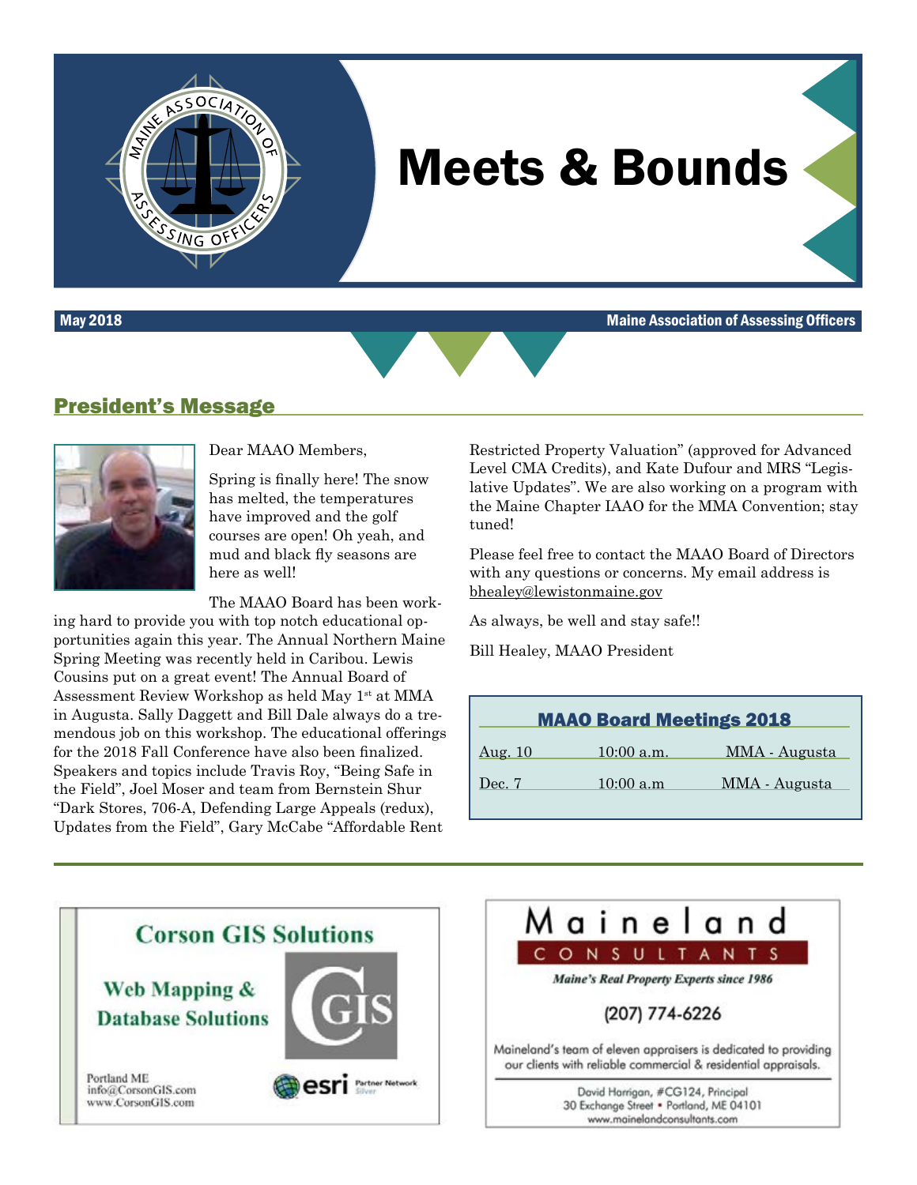# Meets & Bounds

**May 2018** — **Maine Association of Assessing Officers**

## President's Message

Dear MAAO Members,

Spring is finally here! The snow has melted, the temperatures have improved and the golf courses are open! Oh yeah, and mud and black fly seasons are here as well!

The MAAO Board has been working hard to provide you with top notch educational opportunities again this year. The Annual Northern Maine Spring Meeting was recently held in Caribou. Lewis Cousins put on a great event! The Annual Board of Assessment Review Workshop as held May 1st at MMA in Augusta. Sally Daggett and Bill Dale always do a tremendous job on this workshop. The educational offerings for the 2018 Fall Conference have also been finalized. Speakers and topics include Travis Roy, "Being Safe in the Field", Joel Moser and team from Bernstein Shur "Dark Stores, 706-A, Defending Large Appeals (redux), Updates from the Field", Gary McCabe "Affordable Rent Restricted Property Valuation" (approved for Advanced Level CMA Credits), and Kate Dufour and MRS "Legislative Updates". We are also working on a program with the Maine Chapter IAAO for the MMA Convention; stay tuned!

Please feel free to contact the MAAO Board of Directors with any questions or concerns. My email address is bhealey@lewistonmaine.gov

As always, be well and stay safe!!

Bill Healey, MAAO President

### MAAO Board Meetings 2018

| | | |
|---|---|---|
| Aug. 10 | 10:00 a.m. | MMA - Augusta |
| Dec. 7 | 10:00 a.m | MMA - Augusta |

---

**Corson GIS Solutions**

Web Mapping & Database Solutions

Portland ME
info@CorsonGIS.com
www.CorsonGIS.com

esri Partner Network Silver

---

**Maineland CONSULTANTS**

*Maine's Real Property Experts since 1986*

(207) 774-6226

Maineland's team of eleven appraisers is dedicated to providing our clients with reliable commercial & residential appraisals.

David Harrigan, #CG124, Principal
30 Exchange Street • Portland, ME 04101
www.mainelandconsultants.com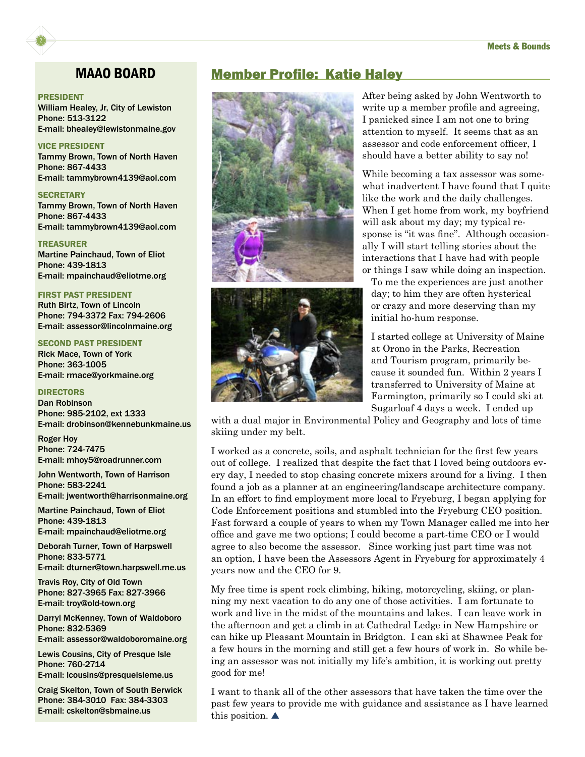## MAAO BOARD

**PRESIDENT**
William Healey, Jr, City of Lewiston
Phone: 513-3122
E-mail: bhealey@lewistonmaine.gov

**VICE PRESIDENT**
Tammy Brown, Town of North Haven
Phone: 867-4433
E-mail: tammybrown4139@aol.com

**SECRETARY**
Tammy Brown, Town of North Haven
Phone: 867-4433
E-mail: tammybrown4139@aol.com

**TREASURER**
Martine Painchaud, Town of Eliot
Phone: 439-1813
E-mail: mpainchaud@eliotme.org

**FIRST PAST PRESIDENT**
Ruth Birtz, Town of Lincoln
Phone: 794-3372 Fax: 794-2606
E-mail: assessor@lincolnmaine.org

**SECOND PAST PRESIDENT**
Rick Mace, Town of York
Phone: 363-1005
E-mail: rmace@yorkmaine.org

**DIRECTORS**

Dan Robinson
Phone: 985-2102, ext 1333
E-mail: drobinson@kennebunkmaine.us

Roger Hoy
Phone: 724-7475
E-mail: mhoy5@roadrunner.com

John Wentworth, Town of Harrison
Phone: 583-2241
E-mail: jwentworth@harrisonmaine.org

Martine Painchaud, Town of Eliot
Phone: 439-1813
E-mail: mpainchaud@eliotme.org

Deborah Turner, Town of Harpswell
Phone: 833-5771
E-mail: dturner@town.harpswell.me.us

Travis Roy, City of Old Town
Phone: 827-3965 Fax: 827-3966
E-mail: troy@old-town.org

Darryl McKenney, Town of Waldoboro
Phone: 832-5369
E-mail: assessor@waldoboromaine.org

Lewis Cousins, City of Presque Isle
Phone: 760-2714
E-mail: lcousins@presqueisleme.us

Craig Skelton, Town of South Berwick
Phone: 384-3010 Fax: 384-3303
E-mail: cskelton@sbmaine.us

## Member Profile: Katie Haley

After being asked by John Wentworth to write up a member profile and agreeing, I panicked since I am not one to bring attention to myself. It seems that as an assessor and code enforcement officer, I should have a better ability to say no!

While becoming a tax assessor was somewhat inadvertent I have found that I quite like the work and the daily challenges. When I get home from work, my boyfriend will ask about my day; my typical response is "it was fine". Although occasionally I will start telling stories about the interactions that I have had with people or things I saw while doing an inspection. To me the experiences are just another day; to him they are often hysterical or crazy and more deserving than my initial ho-hum response.

I started college at University of Maine at Orono in the Parks, Recreation and Tourism program, primarily because it sounded fun. Within 2 years I transferred to University of Maine at Farmington, primarily so I could ski at Sugarloaf 4 days a week. I ended up with a dual major in Environmental Policy and Geography and lots of time skiing under my belt.

I worked as a concrete, soils, and asphalt technician for the first few years out of college. I realized that despite the fact that I loved being outdoors every day, I needed to stop chasing concrete mixers around for a living. I then found a job as a planner at an engineering/landscape architecture company. In an effort to find employment more local to Fryeburg, I began applying for Code Enforcement positions and stumbled into the Fryeburg CEO position. Fast forward a couple of years to when my Town Manager called me into her office and gave me two options; I could become a part-time CEO or I would agree to also become the assessor. Since working just part time was not an option, I have been the Assessors Agent in Fryeburg for approximately 4 years now and the CEO for 9.

My free time is spent rock climbing, hiking, motorcycling, skiing, or planning my next vacation to do any one of those activities. I am fortunate to work and live in the midst of the mountains and lakes. I can leave work in the afternoon and get a climb in at Cathedral Ledge in New Hampshire or can hike up Pleasant Mountain in Bridgton. I can ski at Shawnee Peak for a few hours in the morning and still get a few hours of work in. So while being an assessor was not initially my life's ambition, it is working out pretty good for me!

I want to thank all of the other assessors that have taken the time over the past few years to provide me with guidance and assistance as I have learned this position. ▲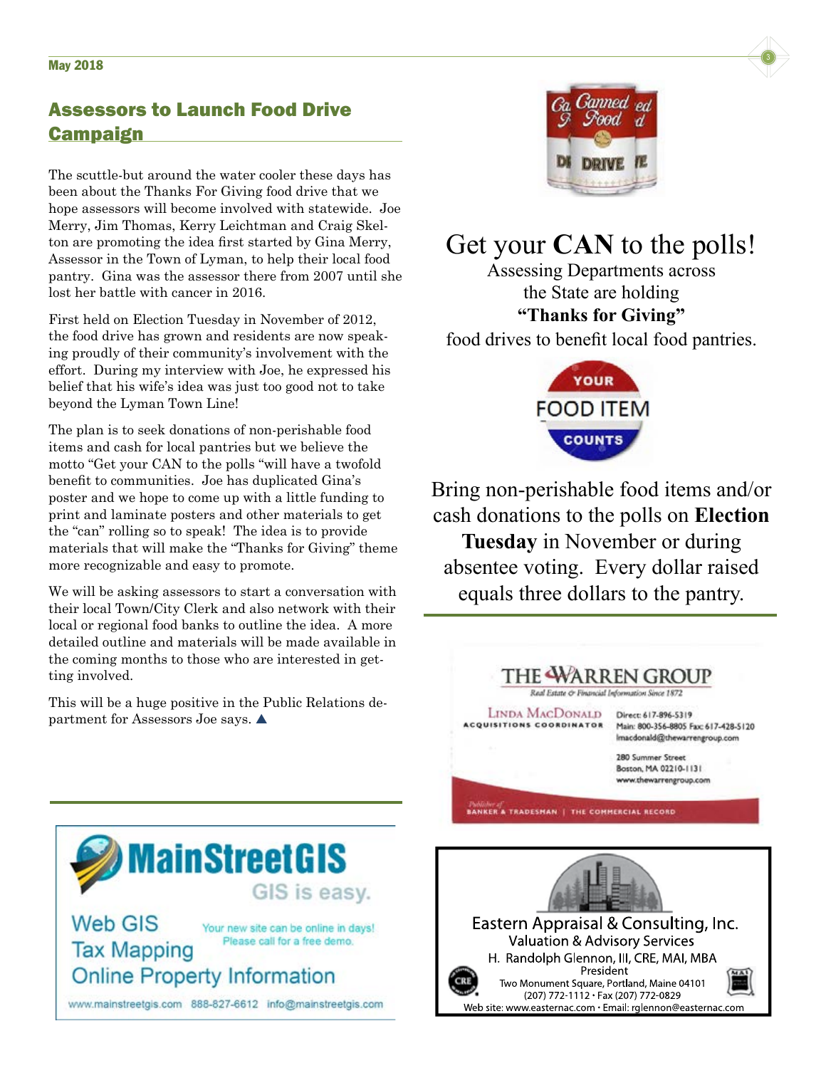## Assessors to Launch Food Drive Campaign

The scuttle-but around the water cooler these days has been about the Thanks For Giving food drive that we hope assessors will become involved with statewide. Joe Merry, Jim Thomas, Kerry Leichtman and Craig Skelton are promoting the idea first started by Gina Merry, Assessor in the Town of Lyman, to help their local food pantry. Gina was the assessor there from 2007 until she lost her battle with cancer in 2016.

First held on Election Tuesday in November of 2012, the food drive has grown and residents are now speaking proudly of their community's involvement with the effort. During my interview with Joe, he expressed his belief that his wife's idea was just too good not to take beyond the Lyman Town Line!

The plan is to seek donations of non-perishable food items and cash for local pantries but we believe the motto "Get your CAN to the polls "will have a twofold benefit to communities. Joe has duplicated Gina's poster and we hope to come up with a little funding to print and laminate posters and other materials to get the "can" rolling so to speak! The idea is to provide materials that will make the "Thanks for Giving" theme more recognizable and easy to promote.

We will be asking assessors to start a conversation with their local Town/City Clerk and also network with their local or regional food banks to outline the idea. A more detailed outline and materials will be made available in the coming months to those who are interested in getting involved.

This will be a huge positive in the Public Relations department for Assessors Joe says. ▲

Canned Food DRIVE

# Get your **CAN** to the polls!

Assessing Departments across the State are holding **"Thanks for Giving"** food drives to benefit local food pantries.

YOUR FOOD ITEM COUNTS

Bring non-perishable food items and/or cash donations to the polls on **Election Tuesday** in November or during absentee voting. Every dollar raised equals three dollars to the pantry.

---

**THE WARREN GROUP**
Real Estate & Financial Information Since 1872

Linda MacDonald
ACQUISITIONS COORDINATOR

Direct: 617-896-5319
Main: 800-356-8805 Fax: 617-428-5120
lmacdonald@thewarrengroup.com

280 Summer Street
Boston, MA 02210-1131
www.thewarrengroup.com

Publisher of BANKER & TRADESMAN | THE COMMERCIAL RECORD

---

**MainStreetGIS**
GIS is easy.

Web GIS
Tax Mapping
Online Property Information

Your new site can be online in days! Please call for a free demo.

www.mainstreetgis.com 888-827-6612 info@mainstreetgis.com

---

**Eastern Appraisal & Consulting, Inc.**
Valuation & Advisory Services
H. Randolph Glennon, III, CRE, MAI, MBA
President
Two Monument Square, Portland, Maine 04101
(207) 772-1112 • Fax (207) 772-0829
Web site: www.easternac.com • Email: rglennon@easternac.com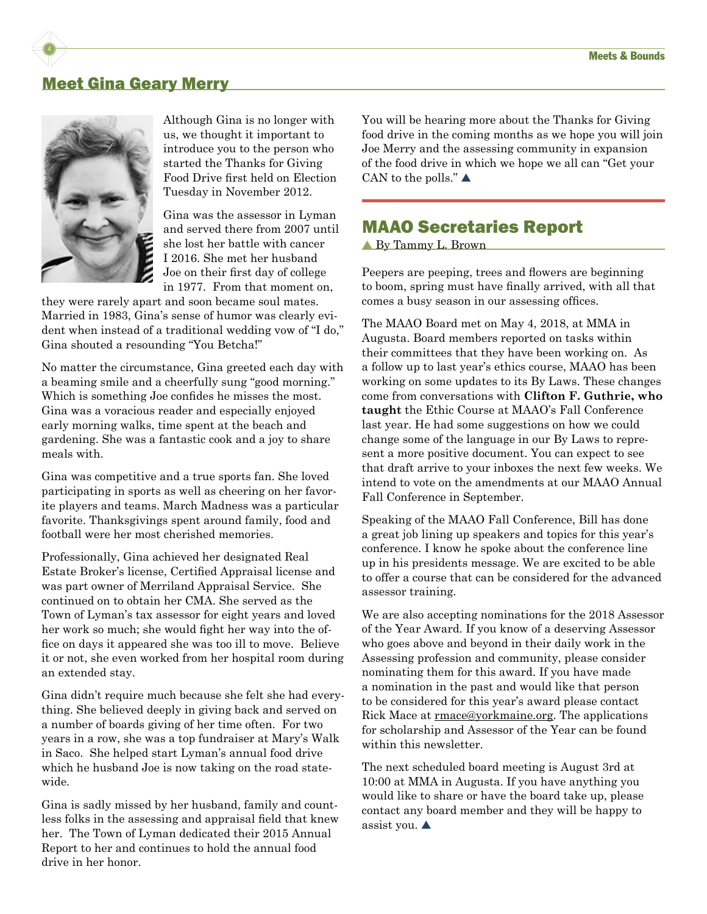## Meet Gina Geary Merry

Although Gina is no longer with us, we thought it important to introduce you to the person who started the Thanks for Giving Food Drive first held on Election Tuesday in November 2012.

Gina was the assessor in Lyman and served there from 2007 until she lost her battle with cancer I 2016. She met her husband Joe on their first day of college in 1977. From that moment on, they were rarely apart and soon became soul mates. Married in 1983, Gina's sense of humor was clearly evident when instead of a traditional wedding vow of "I do," Gina shouted a resounding "You Betcha!"

No matter the circumstance, Gina greeted each day with a beaming smile and a cheerfully sung "good morning." Which is something Joe confides he misses the most. Gina was a voracious reader and especially enjoyed early morning walks, time spent at the beach and gardening. She was a fantastic cook and a joy to share meals with.

Gina was competitive and a true sports fan. She loved participating in sports as well as cheering on her favorite players and teams. March Madness was a particular favorite. Thanksgivings spent around family, food and football were her most cherished memories.

Professionally, Gina achieved her designated Real Estate Broker's license, Certified Appraisal license and was part owner of Merriland Appraisal Service. She continued on to obtain her CMA. She served as the Town of Lyman's tax assessor for eight years and loved her work so much; she would fight her way into the office on days it appeared she was too ill to move. Believe it or not, she even worked from her hospital room during an extended stay.

Gina didn't require much because she felt she had everything. She believed deeply in giving back and served on a number of boards giving of her time often. For two years in a row, she was a top fundraiser at Mary's Walk in Saco. She helped start Lyman's annual food drive which he husband Joe is now taking on the road statewide.

Gina is sadly missed by her husband, family and countless folks in the assessing and appraisal field that knew her. The Town of Lyman dedicated their 2015 Annual Report to her and continues to hold the annual food drive in her honor.

You will be hearing more about the Thanks for Giving food drive in the coming months as we hope you will join Joe Merry and the assessing community in expansion of the food drive in which we hope we all can "Get your CAN to the polls." ▲

## MAAO Secretaries Report

▲ By Tammy L. Brown

Peepers are peeping, trees and flowers are beginning to boom, spring must have finally arrived, with all that comes a busy season in our assessing offices.

The MAAO Board met on May 4, 2018, at MMA in Augusta. Board members reported on tasks within their committees that they have been working on. As a follow up to last year's ethics course, MAAO has been working on some updates to its By Laws. These changes come from conversations with **Clifton F. Guthrie, who taught** the Ethic Course at MAAO's Fall Conference last year. He had some suggestions on how we could change some of the language in our By Laws to represent a more positive document. You can expect to see that draft arrive to your inboxes the next few weeks. We intend to vote on the amendments at our MAAO Annual Fall Conference in September.

Speaking of the MAAO Fall Conference, Bill has done a great job lining up speakers and topics for this year's conference. I know he spoke about the conference line up in his presidents message. We are excited to be able to offer a course that can be considered for the advanced assessor training.

We are also accepting nominations for the 2018 Assessor of the Year Award. If you know of a deserving Assessor who goes above and beyond in their daily work in the Assessing profession and community, please consider nominating them for this award. If you have made a nomination in the past and would like that person to be considered for this year's award please contact Rick Mace at rmace@yorkmaine.org. The applications for scholarship and Assessor of the Year can be found within this newsletter.

The next scheduled board meeting is August 3rd at 10:00 at MMA in Augusta. If you have anything you would like to share or have the board take up, please contact any board member and they will be happy to assist you. ▲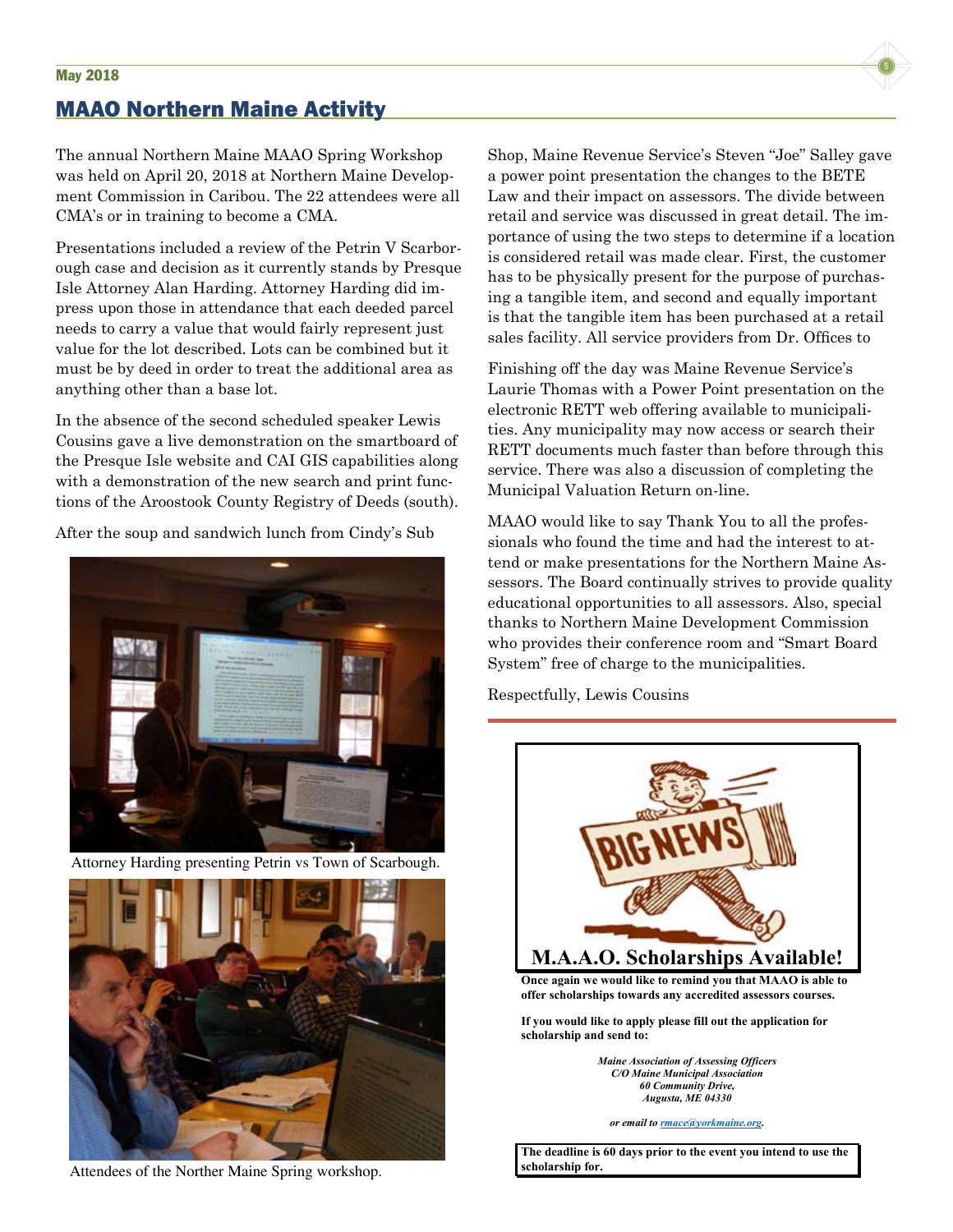## MAAO Northern Maine Activity

The annual Northern Maine MAAO Spring Workshop was held on April 20, 2018 at Northern Maine Development Commission in Caribou. The 22 attendees were all CMA's or in training to become a CMA.

Presentations included a review of the Petrin V Scarborough case and decision as it currently stands by Presque Isle Attorney Alan Harding. Attorney Harding did impress upon those in attendance that each deeded parcel needs to carry a value that would fairly represent just value for the lot described. Lots can be combined but it must be by deed in order to treat the additional area as anything other than a base lot.

In the absence of the second scheduled speaker Lewis Cousins gave a live demonstration on the smartboard of the Presque Isle website and CAI GIS capabilities along with a demonstration of the new search and print functions of the Aroostook County Registry of Deeds (south).

After the soup and sandwich lunch from Cindy's Sub Shop, Maine Revenue Service's Steven "Joe" Salley gave a power point presentation the changes to the BETE Law and their impact on assessors. The divide between retail and service was discussed in great detail. The importance of using the two steps to determine if a location is considered retail was made clear. First, the customer has to be physically present for the purpose of purchasing a tangible item, and second and equally important is that the tangible item has been purchased at a retail sales facility. All service providers from Dr. Offices to

Attorney Harding presenting Petrin vs Town of Scarbough.

Attendees of the Norther Maine Spring workshop.

Finishing off the day was Maine Revenue Service's Laurie Thomas with a Power Point presentation on the electronic RETT web offering available to municipalities. Any municipality may now access or search their RETT documents much faster than before through this service. There was also a discussion of completing the Municipal Valuation Return on-line.

MAAO would like to say Thank You to all the professionals who found the time and had the interest to attend or make presentations for the Northern Maine Assessors. The Board continually strives to provide quality educational opportunities to all assessors. Also, special thanks to Northern Maine Development Commission who provides their conference room and "Smart Board System" free of charge to the municipalities.

Respectfully, Lewis Cousins

---

**M.A.A.O. Scholarships Available!**

**Once again we would like to remind you that MAAO is able to offer scholarships towards any accredited assessors courses.**

**If you would like to apply please fill out the application for scholarship and send to:**

***Maine Association of Assessing Officers***
***C/O Maine Municipal Association***
***60 Community Drive,***
***Augusta, ME 04330***

***or email to rmace@yorkmaine.org.***

**The deadline is 60 days prior to the event you intend to use the scholarship for.**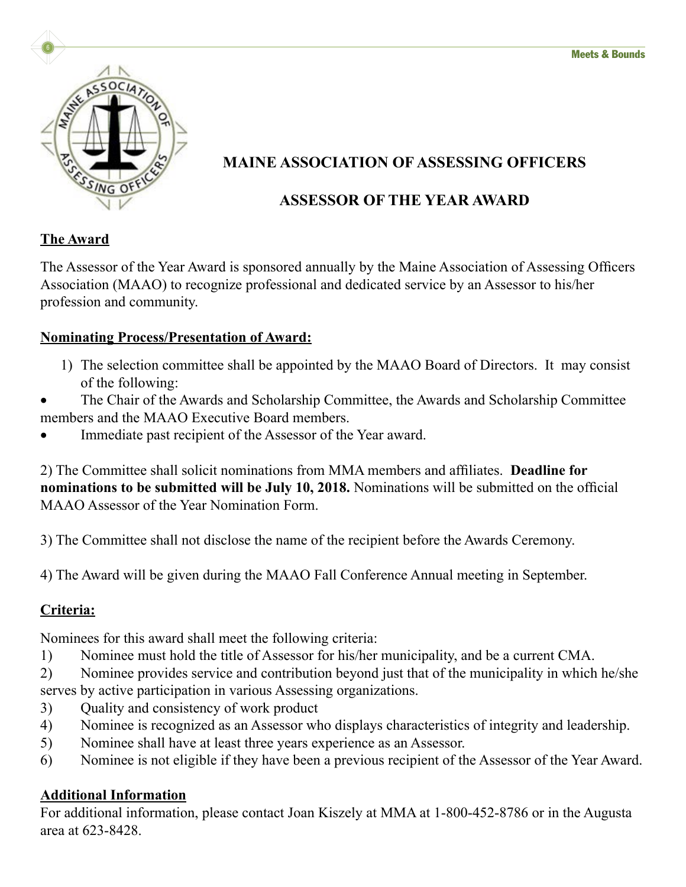# MAINE ASSOCIATION OF ASSESSING OFFICERS

# ASSESSOR OF THE YEAR AWARD

**The Award**

The Assessor of the Year Award is sponsored annually by the Maine Association of Assessing Officers Association (MAAO) to recognize professional and dedicated service by an Assessor to his/her profession and community.

**Nominating Process/Presentation of Award:**

1) The selection committee shall be appointed by the MAAO Board of Directors. It may consist of the following:

- The Chair of the Awards and Scholarship Committee, the Awards and Scholarship Committee members and the MAAO Executive Board members.
- Immediate past recipient of the Assessor of the Year award.

2) The Committee shall solicit nominations from MMA members and affiliates. **Deadline for nominations to be submitted will be July 10, 2018.** Nominations will be submitted on the official MAAO Assessor of the Year Nomination Form.

3) The Committee shall not disclose the name of the recipient before the Awards Ceremony.

4) The Award will be given during the MAAO Fall Conference Annual meeting in September.

**Criteria:**

Nominees for this award shall meet the following criteria:

1) Nominee must hold the title of Assessor for his/her municipality, and be a current CMA.
2) Nominee provides service and contribution beyond just that of the municipality in which he/she serves by active participation in various Assessing organizations.
3) Quality and consistency of work product
4) Nominee is recognized as an Assessor who displays characteristics of integrity and leadership.
5) Nominee shall have at least three years experience as an Assessor.
6) Nominee is not eligible if they have been a previous recipient of the Assessor of the Year Award.

**Additional Information**

For additional information, please contact Joan Kiszely at MMA at 1-800-452-8786 or in the Augusta area at 623-8428.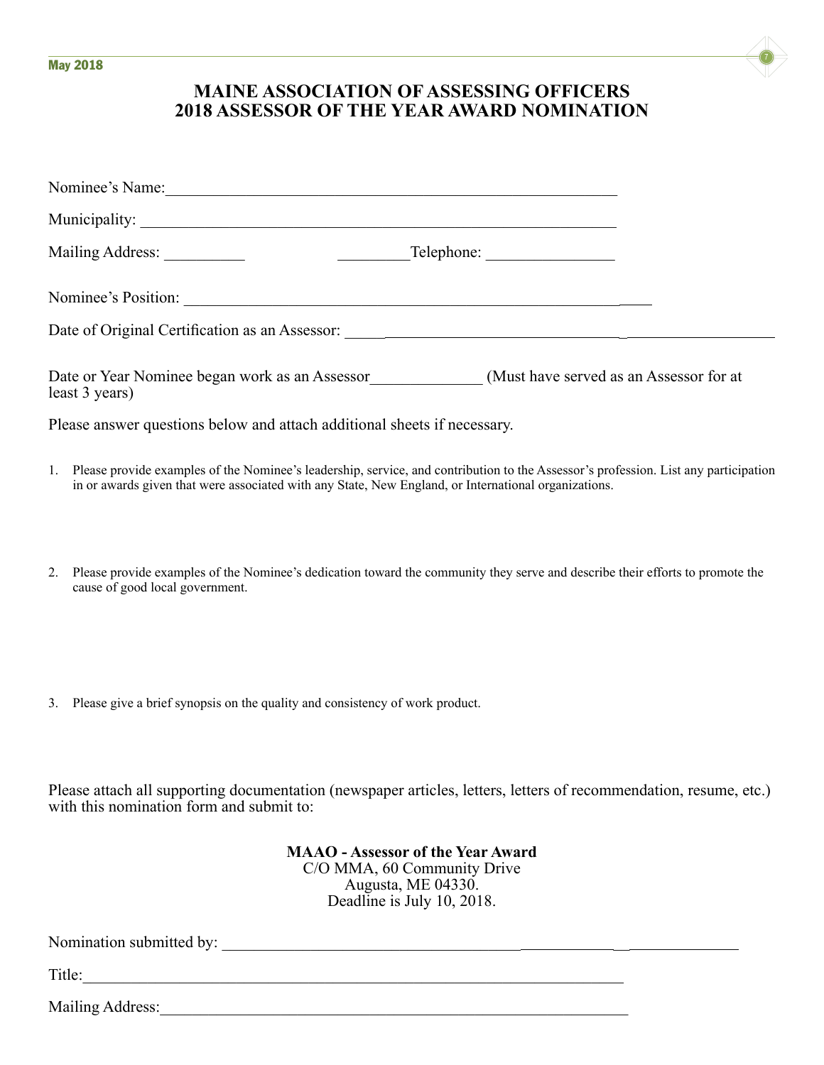# MAINE ASSOCIATION OF ASSESSING OFFICERS
# 2018 ASSESSOR OF THE YEAR AWARD NOMINATION

Nominee's Name:\_\_\_\_\_\_\_\_\_\_\_\_\_\_\_\_\_\_\_\_\_\_\_\_\_\_\_\_\_\_\_\_\_\_\_\_\_\_\_\_\_\_\_\_\_\_\_\_\_\_\_\_\_\_

Municipality: \_\_\_\_\_\_\_\_\_\_\_\_\_\_\_\_\_\_\_\_\_\_\_\_\_\_\_\_\_\_\_\_\_\_\_\_\_\_\_\_\_\_\_\_\_\_\_\_\_\_\_\_\_\_\_\_

Mailing Address: \_\_\_\_\_\_\_\_\_\_ \_\_\_\_\_\_\_\_\_Telephone: \_\_\_\_\_\_\_\_\_\_\_\_\_\_\_\_

Nominee's Position: \_\_\_\_\_\_\_\_\_\_\_\_\_\_\_\_\_\_\_\_\_\_\_\_\_\_\_\_\_\_\_\_\_\_\_\_\_\_\_\_\_\_\_\_\_\_\_\_\_\_\_\_\_\_\_\_\_\_

Date of Original Certification as an Assessor: \_\_\_\_\_\_\_\_\_\_\_\_\_\_\_\_\_\_\_\_\_\_\_\_\_\_\_\_\_\_\_\_\_\_\_\_\_\_\_\_\_\_\_\_\_\_\_\_\_\_\_\_

Date or Year Nominee began work as an Assessor\_\_\_\_\_\_\_\_\_\_\_\_\_\_ (Must have served as an Assessor for at least 3 years)

Please answer questions below and attach additional sheets if necessary.

1. Please provide examples of the Nominee's leadership, service, and contribution to the Assessor's profession. List any participation in or awards given that were associated with any State, New England, or International organizations.

2. Please provide examples of the Nominee's dedication toward the community they serve and describe their efforts to promote the cause of good local government.

3. Please give a brief synopsis on the quality and consistency of work product.

Please attach all supporting documentation (newspaper articles, letters, letters of recommendation, resume, etc.) with this nomination form and submit to:

**MAAO - Assessor of the Year Award**
C/O MMA, 60 Community Drive
Augusta, ME 04330.
Deadline is July 10, 2018.

Nomination submitted by: \_\_\_\_\_\_\_\_\_\_\_\_\_\_\_\_\_\_\_\_\_\_\_\_\_\_\_\_\_\_\_\_\_\_\_\_\_\_\_\_\_\_\_\_\_\_\_\_\_\_\_\_\_\_\_\_\_\_\_\_\_

Title:\_\_\_\_\_\_\_\_\_\_\_\_\_\_\_\_\_\_\_\_\_\_\_\_\_\_\_\_\_\_\_\_\_\_\_\_\_\_\_\_\_\_\_\_\_\_\_\_\_\_\_\_\_\_\_\_\_\_\_\_\_\_\_\_\_\_\_\_

Mailing Address:\_\_\_\_\_\_\_\_\_\_\_\_\_\_\_\_\_\_\_\_\_\_\_\_\_\_\_\_\_\_\_\_\_\_\_\_\_\_\_\_\_\_\_\_\_\_\_\_\_\_\_\_\_\_\_\_\_\_\_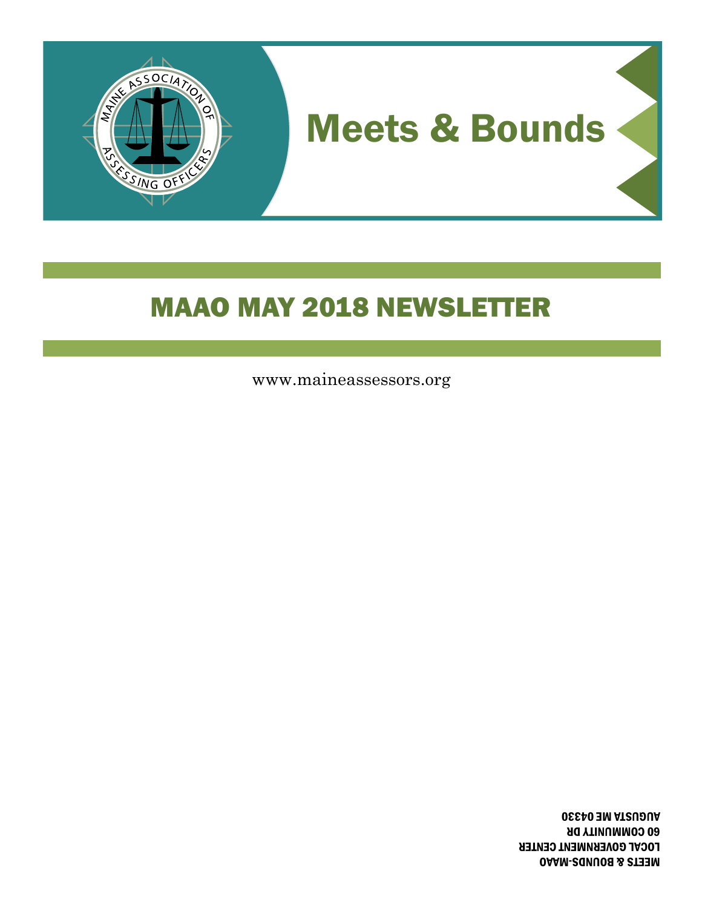# Meets & Bounds

## MAAO MAY 2018 NEWSLETTER

www.maineassessors.org

MEETS & BOUNDS-MAAO
LOCAL GOVERNMENT CENTER
60 COMMUNITY DR
AUGUSTA ME 04330